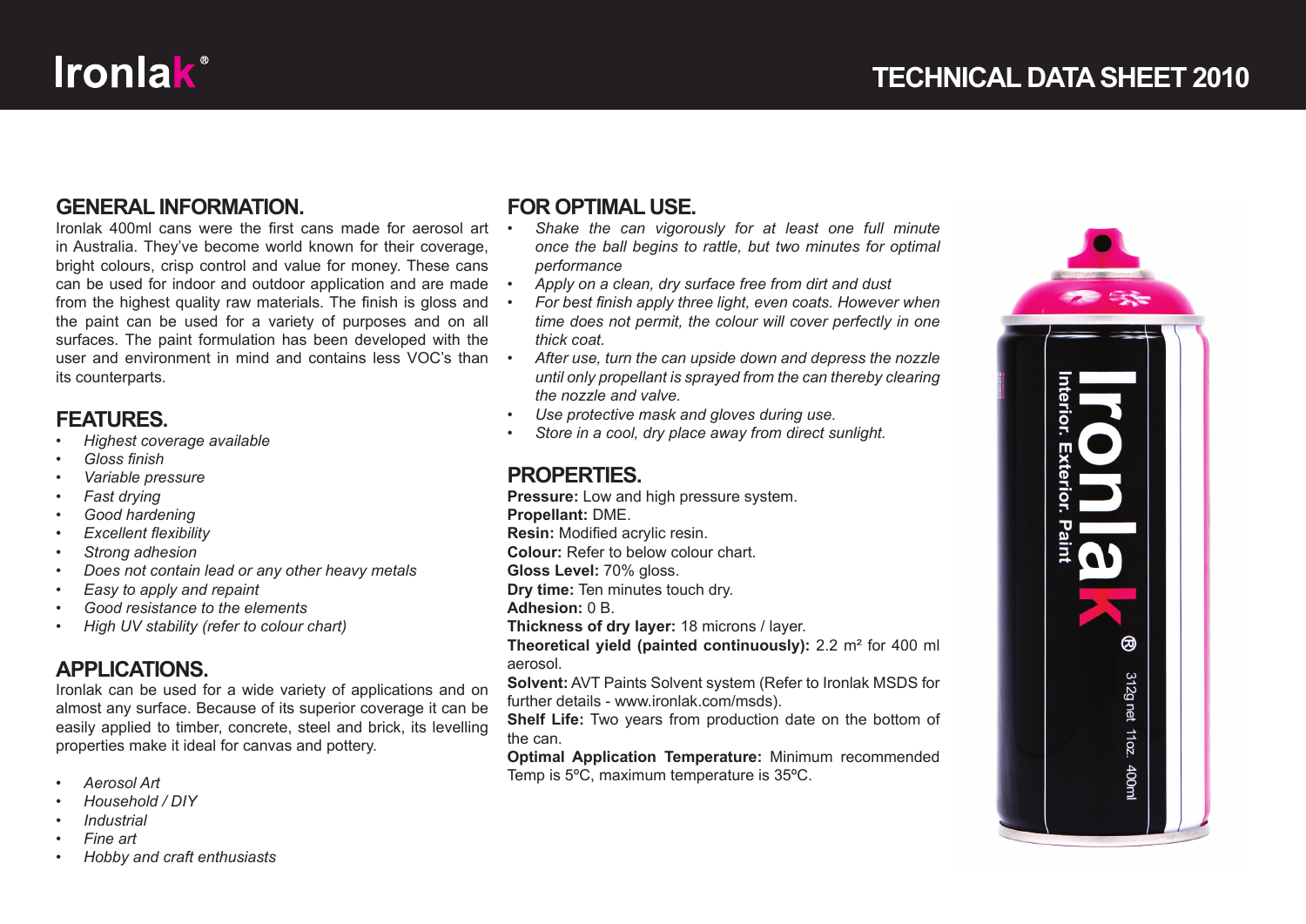# Ironlak®

# TECHNICAL DATA SHEET 2010

## GENERAL INFORMATION.

Ironlak 400ml cans were the first cans made for aerosol art in Australia. They've become world known for their coverage, bright colours, crisp control and value for money. These cans can be used for indoor and outdoor application and are made from the highest quality raw materials. The finish is gloss and the paint can be used for a variety of purposes and on all surfaces. The paint formulation has been developed with the user and environment in mind and contains less VOC's than its counterparts.

## FEATURES.

- *Highest coverage available*
- *Gloss finish*
- *Variable pressure*
- *Fast drying*
- *Good hardening*
- *Excellent flexibility*
- *Strong adhesion*
- *Does not contain lead or any other heavy metals*
- *Easy to apply and repaint*
- *Good resistance to the elements*
- *High UV stability (refer to colour chart)*

## APPLICATIONS.

Ironlak can be used for a wide variety of applications and on almost any surface. Because of its superior coverage it can be easily applied to timber, concrete, steel and brick, its levelling properties make it ideal for canvas and pottery.

- *Aerosol Art*
- *Household / DIY*
- *Industrial*
- *Fine art*
- *Hobby and craft enthusiasts*

## FOR OPTIMAL USE.

- *Shake the can vigorously for at least one full minute once the ball begins to rattle, but two minutes for optimal performance*
- *Apply on a clean, dry surface free from dirt and dust*
- *For best finish apply three light, even coats. However when time does not permit, the colour will cover perfectly in one thick coat.*
- *After use, turn the can upside down and depress the nozzle until only propellant is sprayed from the can thereby clearing the nozzle and valve.*
- *Use protective mask and gloves during use.*
- *Store in a cool, dry place away from direct sunlight.*

## PROPERTIES.

**Pressure:** Low and high pressure system.
**Propellant:** DME.
**Resin:** Modified acrylic resin.
**Colour:** Refer to below colour chart.
**Gloss Level:** 70% gloss.
**Dry time:** Ten minutes touch dry.
**Adhesion:** 0 B.
**Thickness of dry layer:** 18 microns / layer.
**Theoretical yield (painted continuously):** 2.2 m² for 400 ml aerosol.
**Solvent:** AVT Paints Solvent system (Refer to Ironlak MSDS for further details - www.ironlak.com/msds).
**Shelf Life:** Two years from production date on the bottom of the can.
**Optimal Application Temperature:** Minimum recommended Temp is 5ºC, maximum temperature is 35ºC.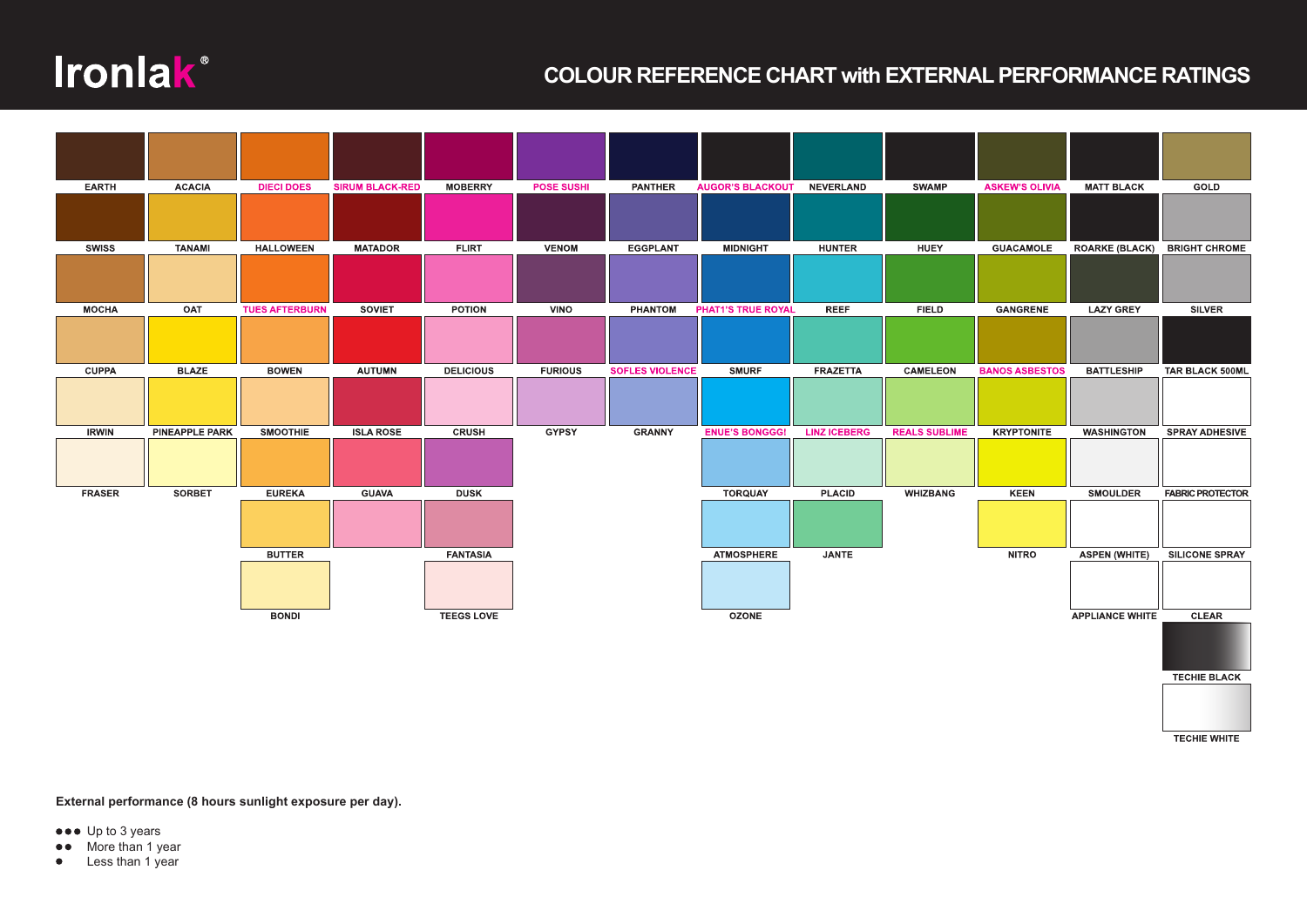# Ironlak®

## COLOUR REFERENCE CHART with EXTERNAL PERFORMANCE RATINGS

| | | | | | | | | | | | | |
|---|---|---|---|---|---|---|---|---|---|---|---|---|
| EARTH | ACACIA | DIECI DOES | SIRUM BLACK-RED | MOBERRY | POSE SUSHI | PANTHER | AUGOR'S BLACKOUT | NEVERLAND | SWAMP | ASKEW'S OLIVIA | MATT BLACK | GOLD |
| SWISS | TANAMI | HALLOWEEN | MATADOR | FLIRT | VENOM | EGGPLANT | MIDNIGHT | HUNTER | HUEY | GUACAMOLE | ROARKE (BLACK) | BRIGHT CHROME |
| MOCHA | OAT | TUES AFTERBURN | SOVIET | POTION | VINO | PHANTOM | PHAT1'S TRUE ROYAL | REEF | FIELD | GANGRENE | LAZY GREY | SILVER |
| CUPPA | BLAZE | BOWEN | AUTUMN | DELICIOUS | FURIOUS | SOFLES VIOLENCE | SMURF | FRAZETTA | CAMELEON | BANOS ASBESTOS | BATTLESHIP | TAR BLACK 500ML |
| IRWIN | PINEAPPLE PARK | SMOOTHIE | ISLA ROSE | CRUSH | GYPSY | GRANNY | ENUE'S BONGGG! | LINZ ICEBERG | REALS SUBLIME | KRYPTONITE | WASHINGTON | SPRAY ADHESIVE |
| FRASER | SORBET | EUREKA | GUAVA | DUSK | | | TORQUAY | PLACID | WHIZBANG | KEEN | SMOULDER | FABRIC PROTECTOR |
| | | BUTTER | | FANTASIA | | | ATMOSPHERE | JANTE | | NITRO | ASPEN (WHITE) | SILICONE SPRAY |
| | | BONDI | | TEEGS LOVE | | | OZONE | | | | APPLIANCE WHITE | CLEAR |
| | | | | | | | | | | | | TECHIE BLACK |
| | | | | | | | | | | | | TECHIE WHITE |

**External performance (8 hours sunlight exposure per day).**

- ●●● Up to 3 years
- ●● More than 1 year
- ● Less than 1 year